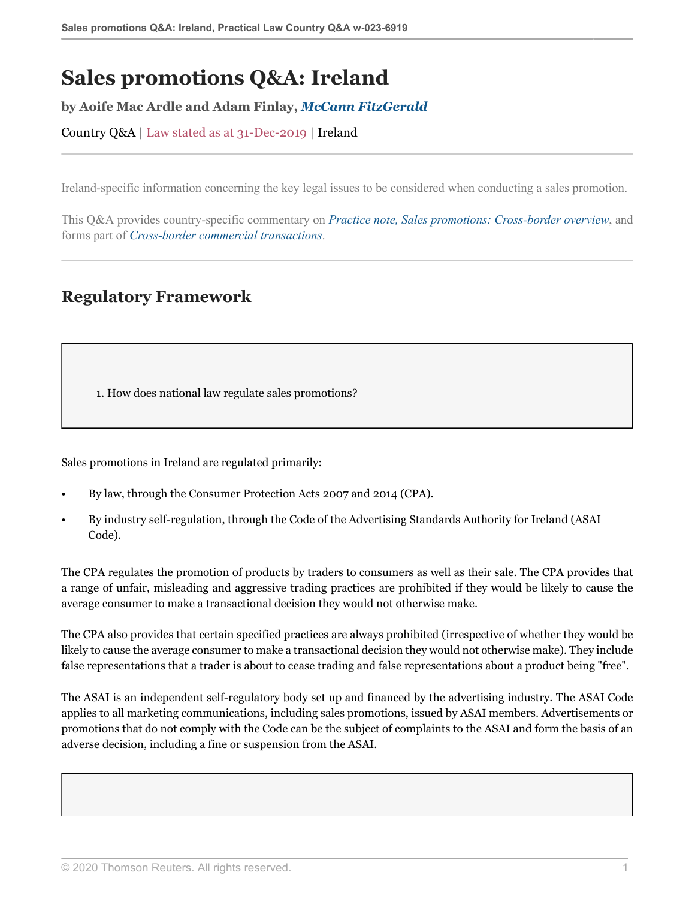# Sales promotions Q&A: Ireland

**by Aoife Mac Ardle and Adam Finlay, *McCann FitzGerald***

Country Q&A | Law stated as at 31-Dec-2019 | Ireland

Ireland-specific information concerning the key legal issues to be considered when conducting a sales promotion.

This Q&A provides country-specific commentary on *Practice note, Sales promotions: Cross-border overview*, and forms part of *Cross-border commercial transactions*.

## Regulatory Framework

1. How does national law regulate sales promotions?

Sales promotions in Ireland are regulated primarily:

- By law, through the Consumer Protection Acts 2007 and 2014 (CPA).
- By industry self-regulation, through the Code of the Advertising Standards Authority for Ireland (ASAI Code).

The CPA regulates the promotion of products by traders to consumers as well as their sale. The CPA provides that a range of unfair, misleading and aggressive trading practices are prohibited if they would be likely to cause the average consumer to make a transactional decision they would not otherwise make.

The CPA also provides that certain specified practices are always prohibited (irrespective of whether they would be likely to cause the average consumer to make a transactional decision they would not otherwise make). They include false representations that a trader is about to cease trading and false representations about a product being "free".

The ASAI is an independent self-regulatory body set up and financed by the advertising industry. The ASAI Code applies to all marketing communications, including sales promotions, issued by ASAI members. Advertisements or promotions that do not comply with the Code can be the subject of complaints to the ASAI and form the basis of an adverse decision, including a fine or suspension from the ASAI.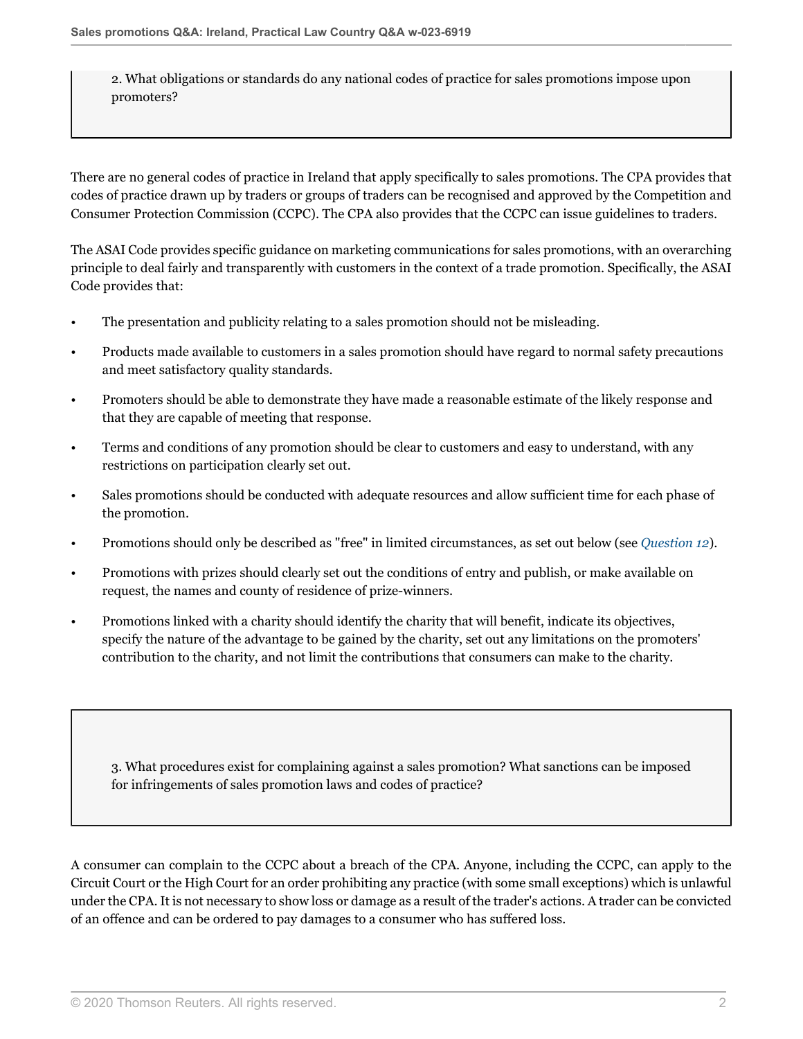### 2. What obligations or standards do any national codes of practice for sales promotions impose upon promoters?

There are no general codes of practice in Ireland that apply specifically to sales promotions. The CPA provides that codes of practice drawn up by traders or groups of traders can be recognised and approved by the Competition and Consumer Protection Commission (CCPC). The CPA also provides that the CCPC can issue guidelines to traders.

The ASAI Code provides specific guidance on marketing communications for sales promotions, with an overarching principle to deal fairly and transparently with customers in the context of a trade promotion. Specifically, the ASAI Code provides that:

- The presentation and publicity relating to a sales promotion should not be misleading.
- Products made available to customers in a sales promotion should have regard to normal safety precautions and meet satisfactory quality standards.
- Promoters should be able to demonstrate they have made a reasonable estimate of the likely response and that they are capable of meeting that response.
- Terms and conditions of any promotion should be clear to customers and easy to understand, with any restrictions on participation clearly set out.
- Sales promotions should be conducted with adequate resources and allow sufficient time for each phase of the promotion.
- Promotions should only be described as "free" in limited circumstances, as set out below (see *Question 12*).
- Promotions with prizes should clearly set out the conditions of entry and publish, or make available on request, the names and county of residence of prize-winners.
- Promotions linked with a charity should identify the charity that will benefit, indicate its objectives, specify the nature of the advantage to be gained by the charity, set out any limitations on the promoters' contribution to the charity, and not limit the contributions that consumers can make to the charity.

### 3. What procedures exist for complaining against a sales promotion? What sanctions can be imposed for infringements of sales promotion laws and codes of practice?

A consumer can complain to the CCPC about a breach of the CPA. Anyone, including the CCPC, can apply to the Circuit Court or the High Court for an order prohibiting any practice (with some small exceptions) which is unlawful under the CPA. It is not necessary to show loss or damage as a result of the trader's actions. A trader can be convicted of an offence and can be ordered to pay damages to a consumer who has suffered loss.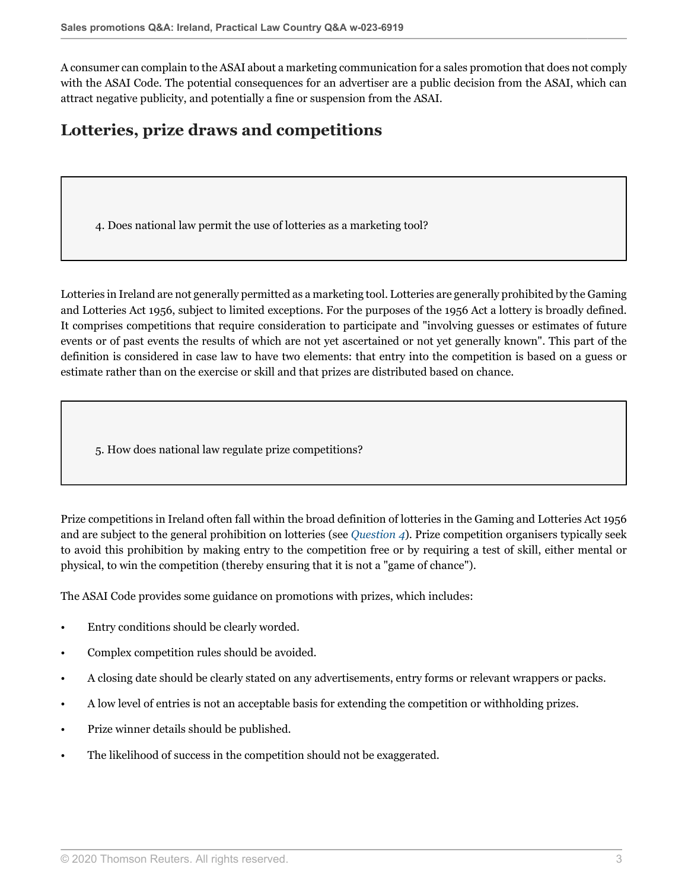A consumer can complain to the ASAI about a marketing communication for a sales promotion that does not comply with the ASAI Code. The potential consequences for an advertiser are a public decision from the ASAI, which can attract negative publicity, and potentially a fine or suspension from the ASAI.

## Lotteries, prize draws and competitions

### 4. Does national law permit the use of lotteries as a marketing tool?

Lotteries in Ireland are not generally permitted as a marketing tool. Lotteries are generally prohibited by the Gaming and Lotteries Act 1956, subject to limited exceptions. For the purposes of the 1956 Act a lottery is broadly defined. It comprises competitions that require consideration to participate and "involving guesses or estimates of future events or of past events the results of which are not yet ascertained or not yet generally known". This part of the definition is considered in case law to have two elements: that entry into the competition is based on a guess or estimate rather than on the exercise or skill and that prizes are distributed based on chance.

### 5. How does national law regulate prize competitions?

Prize competitions in Ireland often fall within the broad definition of lotteries in the Gaming and Lotteries Act 1956 and are subject to the general prohibition on lotteries (see *Question 4*). Prize competition organisers typically seek to avoid this prohibition by making entry to the competition free or by requiring a test of skill, either mental or physical, to win the competition (thereby ensuring that it is not a "game of chance").

The ASAI Code provides some guidance on promotions with prizes, which includes:

- Entry conditions should be clearly worded.
- Complex competition rules should be avoided.
- A closing date should be clearly stated on any advertisements, entry forms or relevant wrappers or packs.
- A low level of entries is not an acceptable basis for extending the competition or withholding prizes.
- Prize winner details should be published.
- The likelihood of success in the competition should not be exaggerated.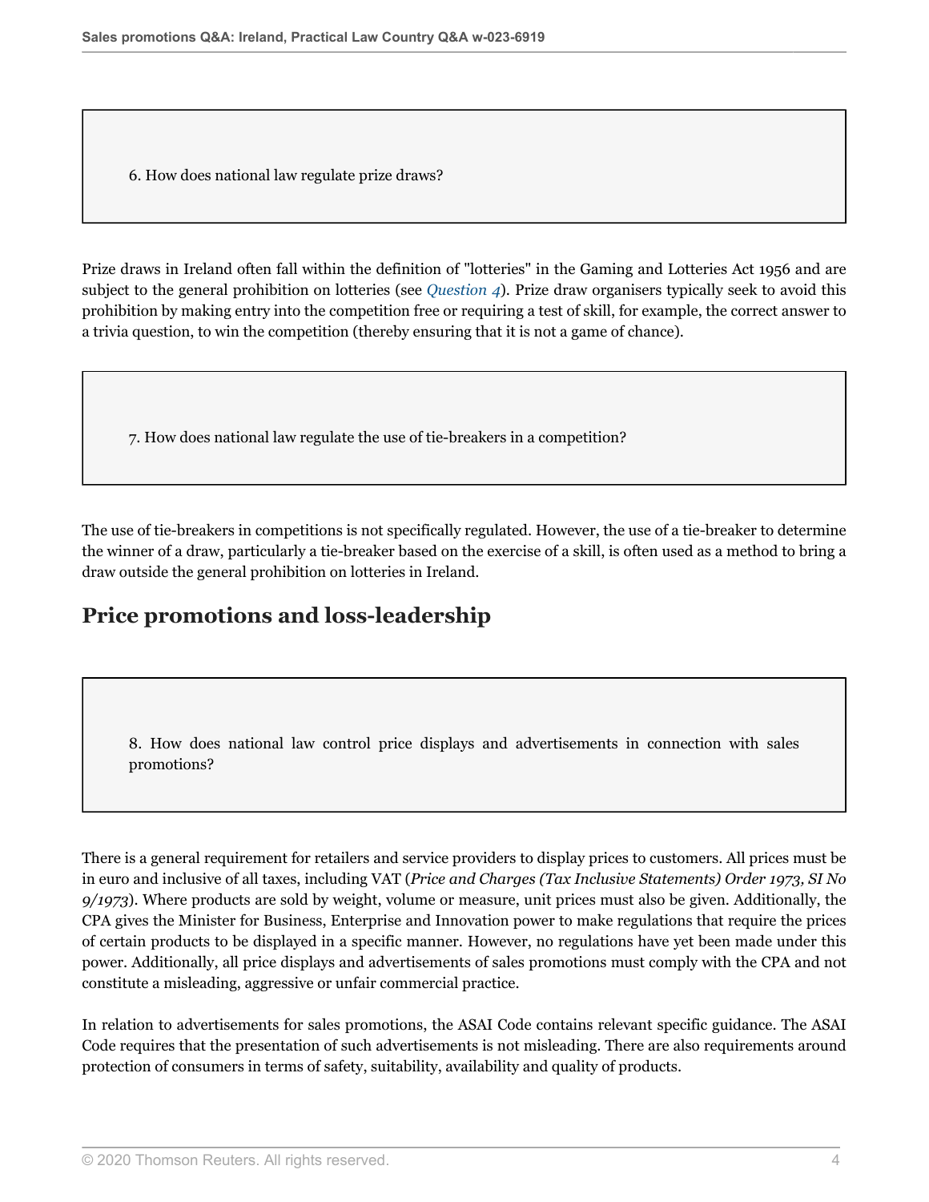6. How does national law regulate prize draws?

Prize draws in Ireland often fall within the definition of "lotteries" in the Gaming and Lotteries Act 1956 and are subject to the general prohibition on lotteries (see *Question 4*). Prize draw organisers typically seek to avoid this prohibition by making entry into the competition free or requiring a test of skill, for example, the correct answer to a trivia question, to win the competition (thereby ensuring that it is not a game of chance).

7. How does national law regulate the use of tie-breakers in a competition?

The use of tie-breakers in competitions is not specifically regulated. However, the use of a tie-breaker to determine the winner of a draw, particularly a tie-breaker based on the exercise of a skill, is often used as a method to bring a draw outside the general prohibition on lotteries in Ireland.

## Price promotions and loss-leadership

8. How does national law control price displays and advertisements in connection with sales promotions?

There is a general requirement for retailers and service providers to display prices to customers. All prices must be in euro and inclusive of all taxes, including VAT (*Price and Charges (Tax Inclusive Statements) Order 1973, SI No 9/1973*). Where products are sold by weight, volume or measure, unit prices must also be given. Additionally, the CPA gives the Minister for Business, Enterprise and Innovation power to make regulations that require the prices of certain products to be displayed in a specific manner. However, no regulations have yet been made under this power. Additionally, all price displays and advertisements of sales promotions must comply with the CPA and not constitute a misleading, aggressive or unfair commercial practice.

In relation to advertisements for sales promotions, the ASAI Code contains relevant specific guidance. The ASAI Code requires that the presentation of such advertisements is not misleading. There are also requirements around protection of consumers in terms of safety, suitability, availability and quality of products.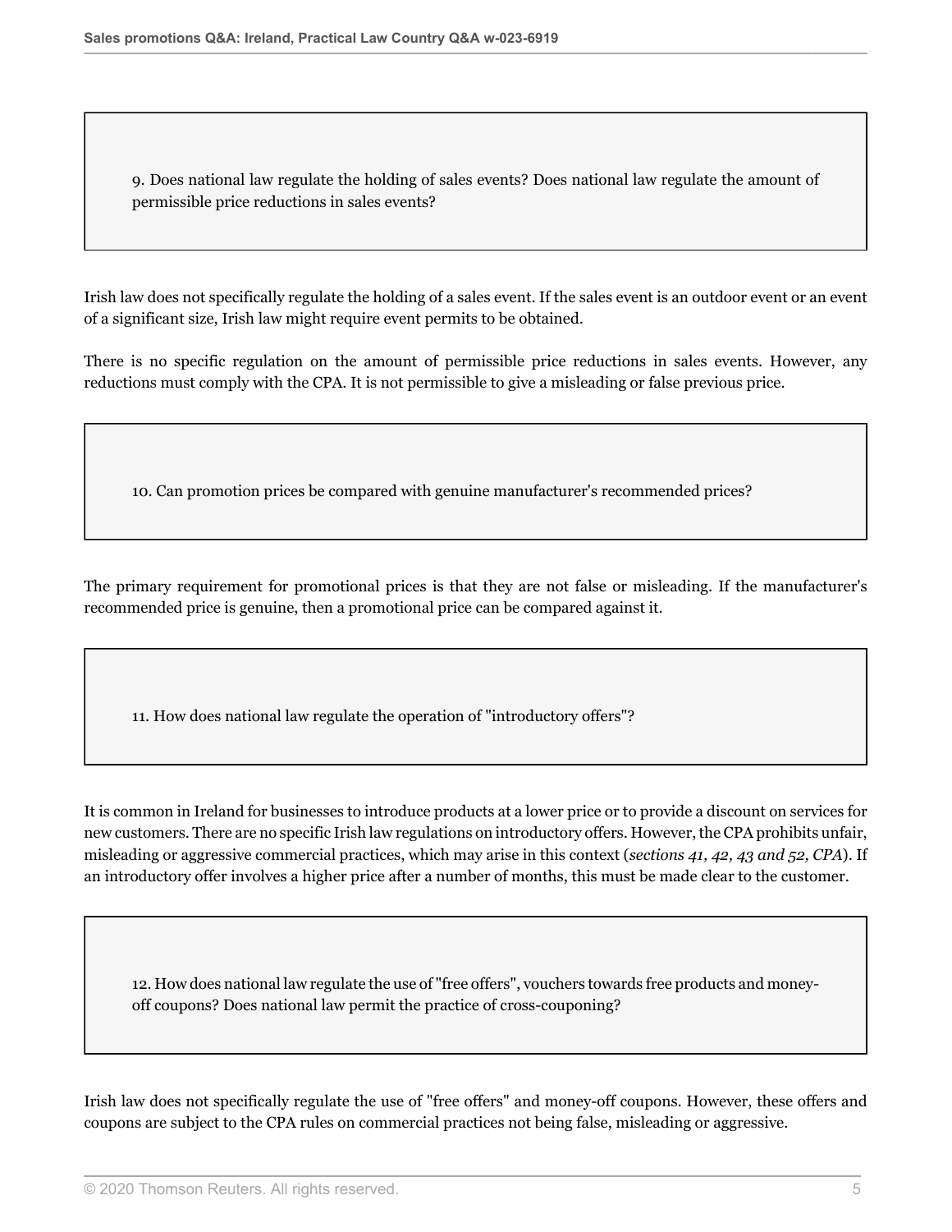### 9. Does national law regulate the holding of sales events? Does national law regulate the amount of permissible price reductions in sales events?

Irish law does not specifically regulate the holding of a sales event. If the sales event is an outdoor event or an event of a significant size, Irish law might require event permits to be obtained.

There is no specific regulation on the amount of permissible price reductions in sales events. However, any reductions must comply with the CPA. It is not permissible to give a misleading or false previous price.

### 10. Can promotion prices be compared with genuine manufacturer's recommended prices?

The primary requirement for promotional prices is that they are not false or misleading. If the manufacturer's recommended price is genuine, then a promotional price can be compared against it.

### 11. How does national law regulate the operation of "introductory offers"?

It is common in Ireland for businesses to introduce products at a lower price or to provide a discount on services for new customers. There are no specific Irish law regulations on introductory offers. However, the CPA prohibits unfair, misleading or aggressive commercial practices, which may arise in this context (*sections 41, 42, 43 and 52, CPA*). If an introductory offer involves a higher price after a number of months, this must be made clear to the customer.

### 12. How does national law regulate the use of "free offers", vouchers towards free products and money-off coupons? Does national law permit the practice of cross-couponing?

Irish law does not specifically regulate the use of "free offers" and money-off coupons. However, these offers and coupons are subject to the CPA rules on commercial practices not being false, misleading or aggressive.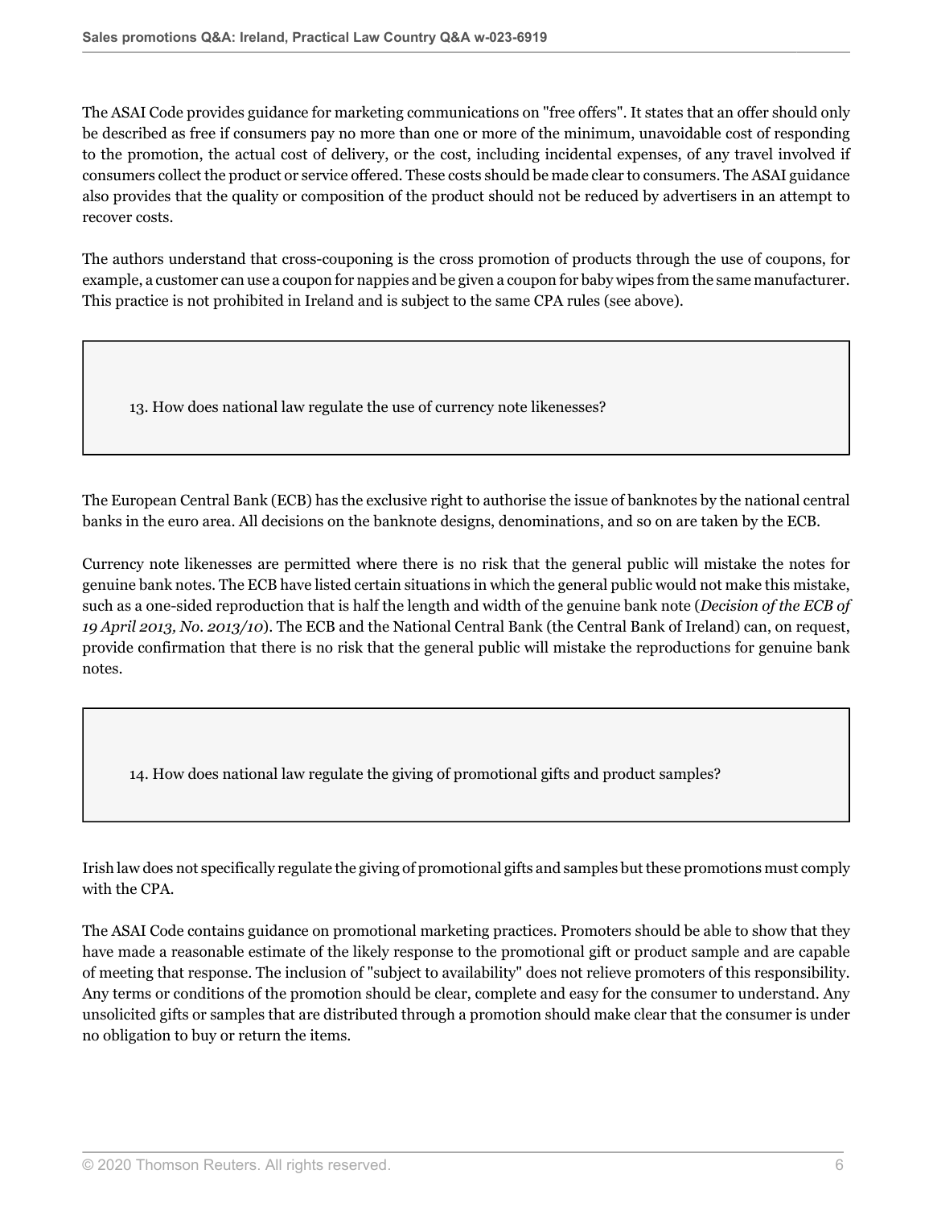The ASAI Code provides guidance for marketing communications on "free offers". It states that an offer should only be described as free if consumers pay no more than one or more of the minimum, unavoidable cost of responding to the promotion, the actual cost of delivery, or the cost, including incidental expenses, of any travel involved if consumers collect the product or service offered. These costs should be made clear to consumers. The ASAI guidance also provides that the quality or composition of the product should not be reduced by advertisers in an attempt to recover costs.

The authors understand that cross-couponing is the cross promotion of products through the use of coupons, for example, a customer can use a coupon for nappies and be given a coupon for baby wipes from the same manufacturer. This practice is not prohibited in Ireland and is subject to the same CPA rules (see above).

### 13. How does national law regulate the use of currency note likenesses?

The European Central Bank (ECB) has the exclusive right to authorise the issue of banknotes by the national central banks in the euro area. All decisions on the banknote designs, denominations, and so on are taken by the ECB.

Currency note likenesses are permitted where there is no risk that the general public will mistake the notes for genuine bank notes. The ECB have listed certain situations in which the general public would not make this mistake, such as a one-sided reproduction that is half the length and width of the genuine bank note (*Decision of the ECB of 19 April 2013, No. 2013/10*). The ECB and the National Central Bank (the Central Bank of Ireland) can, on request, provide confirmation that there is no risk that the general public will mistake the reproductions for genuine bank notes.

### 14. How does national law regulate the giving of promotional gifts and product samples?

Irish law does not specifically regulate the giving of promotional gifts and samples but these promotions must comply with the CPA.

The ASAI Code contains guidance on promotional marketing practices. Promoters should be able to show that they have made a reasonable estimate of the likely response to the promotional gift or product sample and are capable of meeting that response. The inclusion of "subject to availability" does not relieve promoters of this responsibility. Any terms or conditions of the promotion should be clear, complete and easy for the consumer to understand. Any unsolicited gifts or samples that are distributed through a promotion should make clear that the consumer is under no obligation to buy or return the items.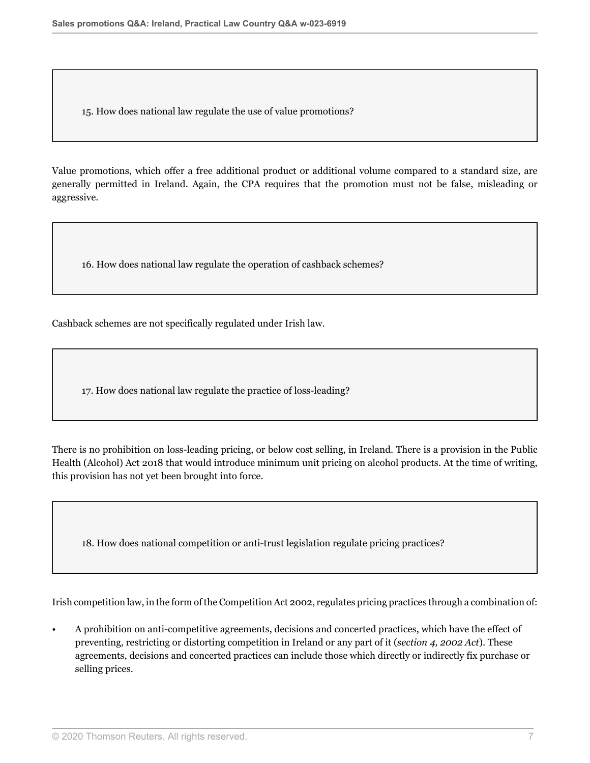### 15. How does national law regulate the use of value promotions?

Value promotions, which offer a free additional product or additional volume compared to a standard size, are generally permitted in Ireland. Again, the CPA requires that the promotion must not be false, misleading or aggressive.

### 16. How does national law regulate the operation of cashback schemes?

Cashback schemes are not specifically regulated under Irish law.

### 17. How does national law regulate the practice of loss-leading?

There is no prohibition on loss-leading pricing, or below cost selling, in Ireland. There is a provision in the Public Health (Alcohol) Act 2018 that would introduce minimum unit pricing on alcohol products. At the time of writing, this provision has not yet been brought into force.

### 18. How does national competition or anti-trust legislation regulate pricing practices?

Irish competition law, in the form of the Competition Act 2002, regulates pricing practices through a combination of:

- A prohibition on anti-competitive agreements, decisions and concerted practices, which have the effect of preventing, restricting or distorting competition in Ireland or any part of it (*section 4, 2002 Act*). These agreements, decisions and concerted practices can include those which directly or indirectly fix purchase or selling prices.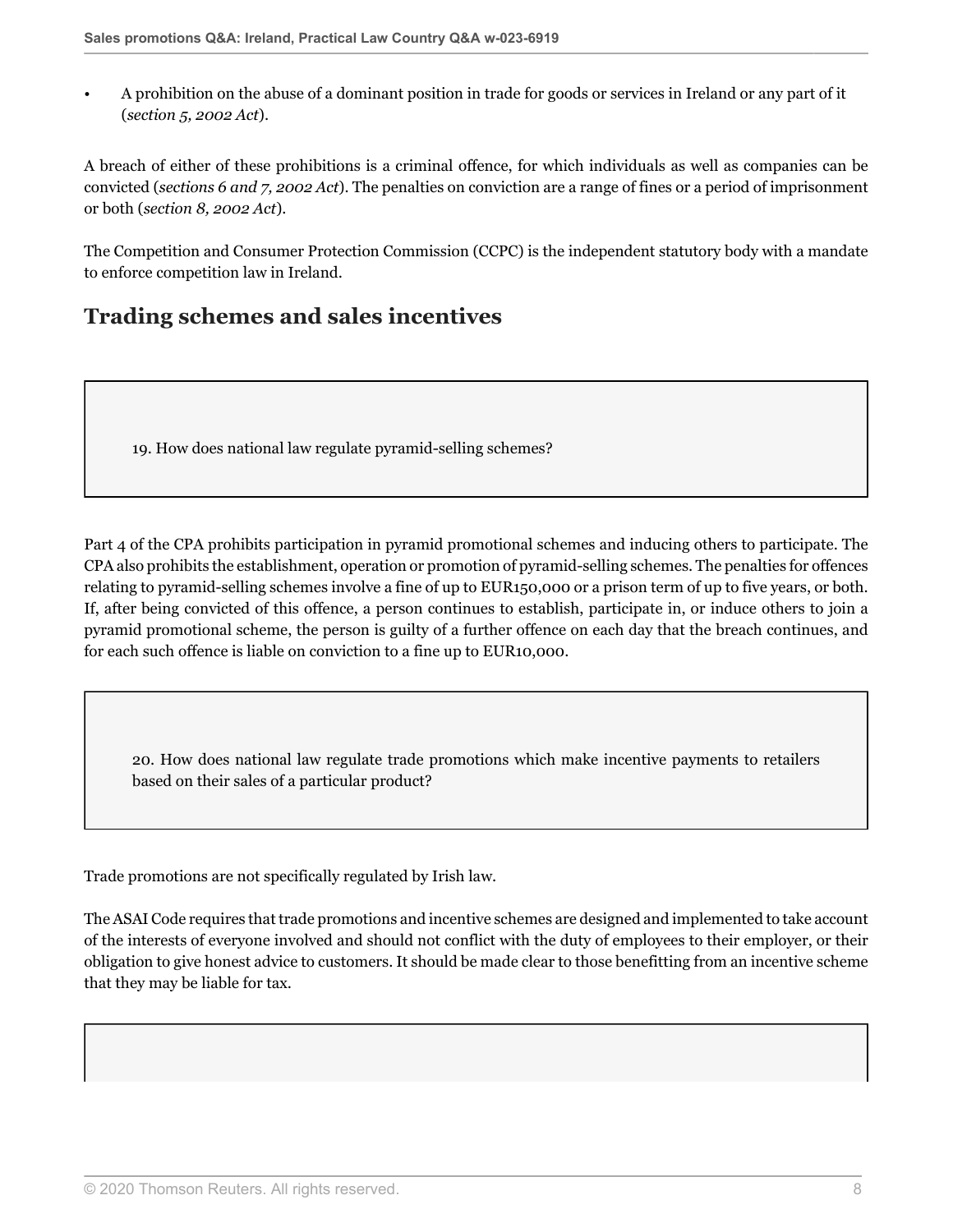- A prohibition on the abuse of a dominant position in trade for goods or services in Ireland or any part of it (*section 5, 2002 Act*).

A breach of either of these prohibitions is a criminal offence, for which individuals as well as companies can be convicted (*sections 6 and 7, 2002 Act*). The penalties on conviction are a range of fines or a period of imprisonment or both (*section 8, 2002 Act*).

The Competition and Consumer Protection Commission (CCPC) is the independent statutory body with a mandate to enforce competition law in Ireland.

## Trading schemes and sales incentives

19. How does national law regulate pyramid-selling schemes?

Part 4 of the CPA prohibits participation in pyramid promotional schemes and inducing others to participate. The CPA also prohibits the establishment, operation or promotion of pyramid-selling schemes. The penalties for offences relating to pyramid-selling schemes involve a fine of up to EUR150,000 or a prison term of up to five years, or both. If, after being convicted of this offence, a person continues to establish, participate in, or induce others to join a pyramid promotional scheme, the person is guilty of a further offence on each day that the breach continues, and for each such offence is liable on conviction to a fine up to EUR10,000.

20. How does national law regulate trade promotions which make incentive payments to retailers based on their sales of a particular product?

Trade promotions are not specifically regulated by Irish law.

The ASAI Code requires that trade promotions and incentive schemes are designed and implemented to take account of the interests of everyone involved and should not conflict with the duty of employees to their employer, or their obligation to give honest advice to customers. It should be made clear to those benefitting from an incentive scheme that they may be liable for tax.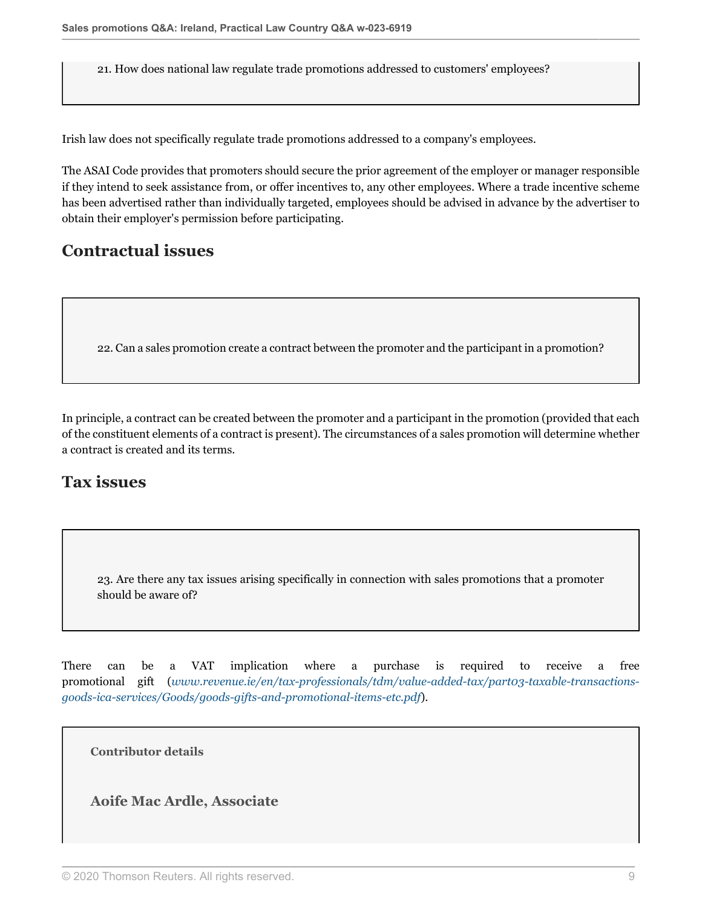21. How does national law regulate trade promotions addressed to customers' employees?

Irish law does not specifically regulate trade promotions addressed to a company's employees.

The ASAI Code provides that promoters should secure the prior agreement of the employer or manager responsible if they intend to seek assistance from, or offer incentives to, any other employees. Where a trade incentive scheme has been advertised rather than individually targeted, employees should be advised in advance by the advertiser to obtain their employer's permission before participating.

## Contractual issues

22. Can a sales promotion create a contract between the promoter and the participant in a promotion?

In principle, a contract can be created between the promoter and a participant in the promotion (provided that each of the constituent elements of a contract is present). The circumstances of a sales promotion will determine whether a contract is created and its terms.

## Tax issues

23. Are there any tax issues arising specifically in connection with sales promotions that a promoter should be aware of?

There can be a VAT implication where a purchase is required to receive a free promotional gift (*www.revenue.ie/en/tax-professionals/tdm/value-added-tax/part03-taxable-transactions-goods-ica-services/Goods/goods-gifts-and-promotional-items-etc.pdf*).

**Contributor details**

**Aoife Mac Ardle, Associate**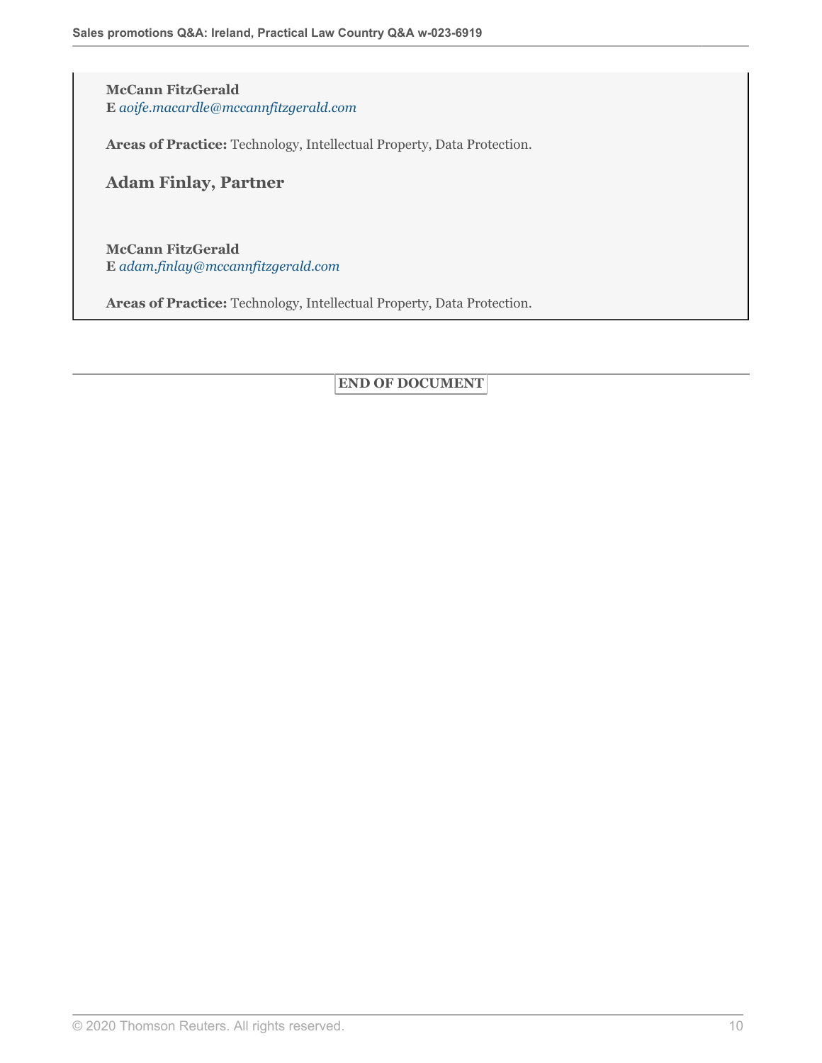**McCann FitzGerald**
**E** *aoife.macardle@mccannfitzgerald.com*

**Areas of Practice:** Technology, Intellectual Property, Data Protection.

### Adam Finlay, Partner

**McCann FitzGerald**
**E** *adam.finlay@mccannfitzgerald.com*

**Areas of Practice:** Technology, Intellectual Property, Data Protection.

---

**END OF DOCUMENT**